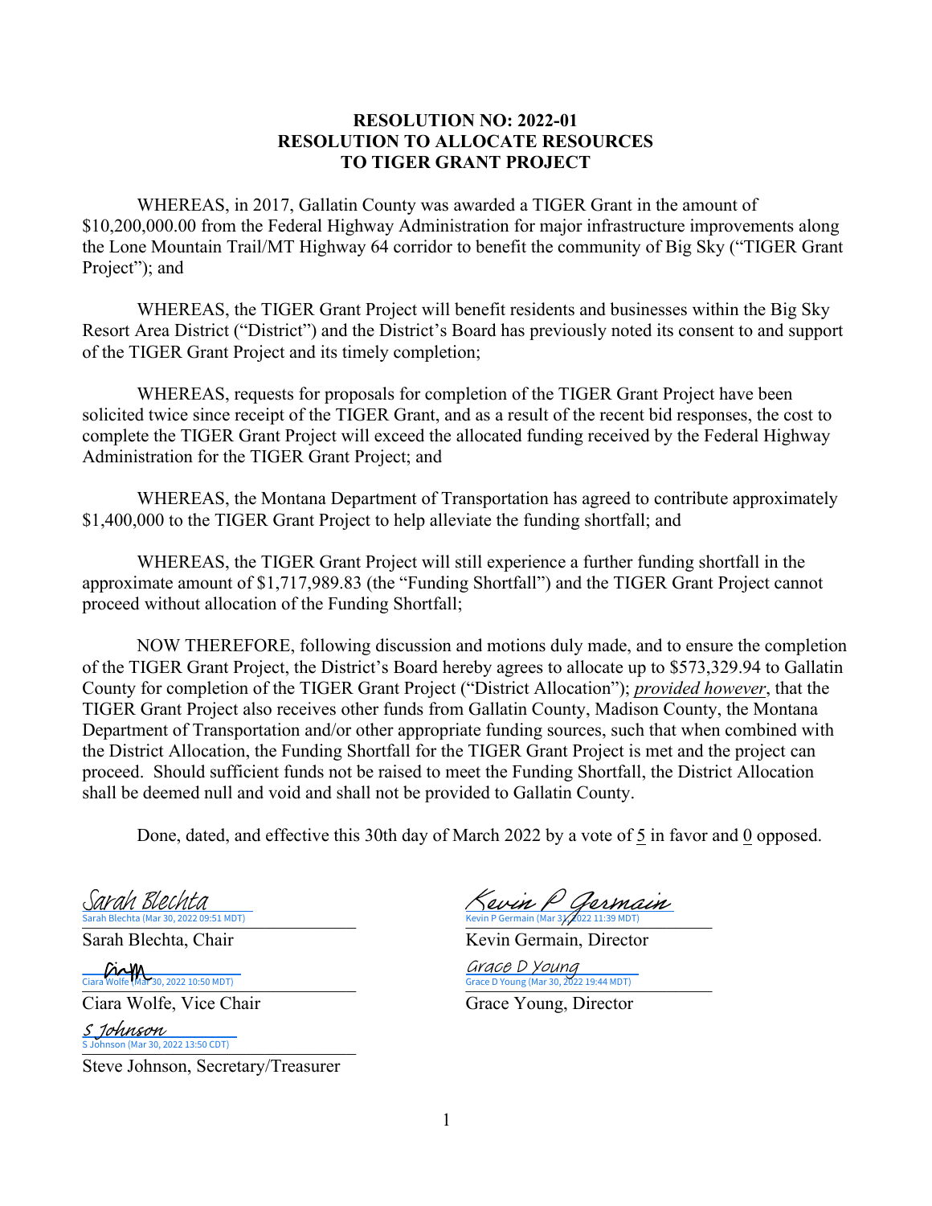# RESOLUTION NO: 2022-01
# RESOLUTION TO ALLOCATE RESOURCES TO TIGER GRANT PROJECT

WHEREAS, in 2017, Gallatin County was awarded a TIGER Grant in the amount of $10,200,000.00 from the Federal Highway Administration for major infrastructure improvements along the Lone Mountain Trail/MT Highway 64 corridor to benefit the community of Big Sky ("TIGER Grant Project"); and

WHEREAS, the TIGER Grant Project will benefit residents and businesses within the Big Sky Resort Area District ("District") and the District's Board has previously noted its consent to and support of the TIGER Grant Project and its timely completion;

WHEREAS, requests for proposals for completion of the TIGER Grant Project have been solicited twice since receipt of the TIGER Grant, and as a result of the recent bid responses, the cost to complete the TIGER Grant Project will exceed the allocated funding received by the Federal Highway Administration for the TIGER Grant Project; and

WHEREAS, the Montana Department of Transportation has agreed to contribute approximately $1,400,000 to the TIGER Grant Project to help alleviate the funding shortfall; and

WHEREAS, the TIGER Grant Project will still experience a further funding shortfall in the approximate amount of $1,717,989.83 (the "Funding Shortfall") and the TIGER Grant Project cannot proceed without allocation of the Funding Shortfall;

NOW THEREFORE, following discussion and motions duly made, and to ensure the completion of the TIGER Grant Project, the District's Board hereby agrees to allocate up to $573,329.94 to Gallatin County for completion of the TIGER Grant Project ("District Allocation"); *provided however*, that the TIGER Grant Project also receives other funds from Gallatin County, Madison County, the Montana Department of Transportation and/or other appropriate funding sources, such that when combined with the District Allocation, the Funding Shortfall for the TIGER Grant Project is met and the project can proceed. Should sufficient funds not be raised to meet the Funding Shortfall, the District Allocation shall be deemed null and void and shall not be provided to Gallatin County.

Done, dated, and effective this 30th day of March 2022 by a vote of 5 in favor and 0 opposed.

Sarah Blechta
Sarah Blechta (Mar 30, 2022 09:51 MDT)
Sarah Blechta, Chair

Kevin P Germain
Kevin P Germain (Mar 31, 2022 11:39 MDT)
Kevin Germain, Director

Ciara Wolfe (Mar 30, 2022 10:50 MDT)
Ciara Wolfe, Vice Chair

Grace D Young
Grace D Young (Mar 30, 2022 19:44 MDT)
Grace Young, Director

S Johnson
S Johnson (Mar 30, 2022 13:50 CDT)
Steve Johnson, Secretary/Treasurer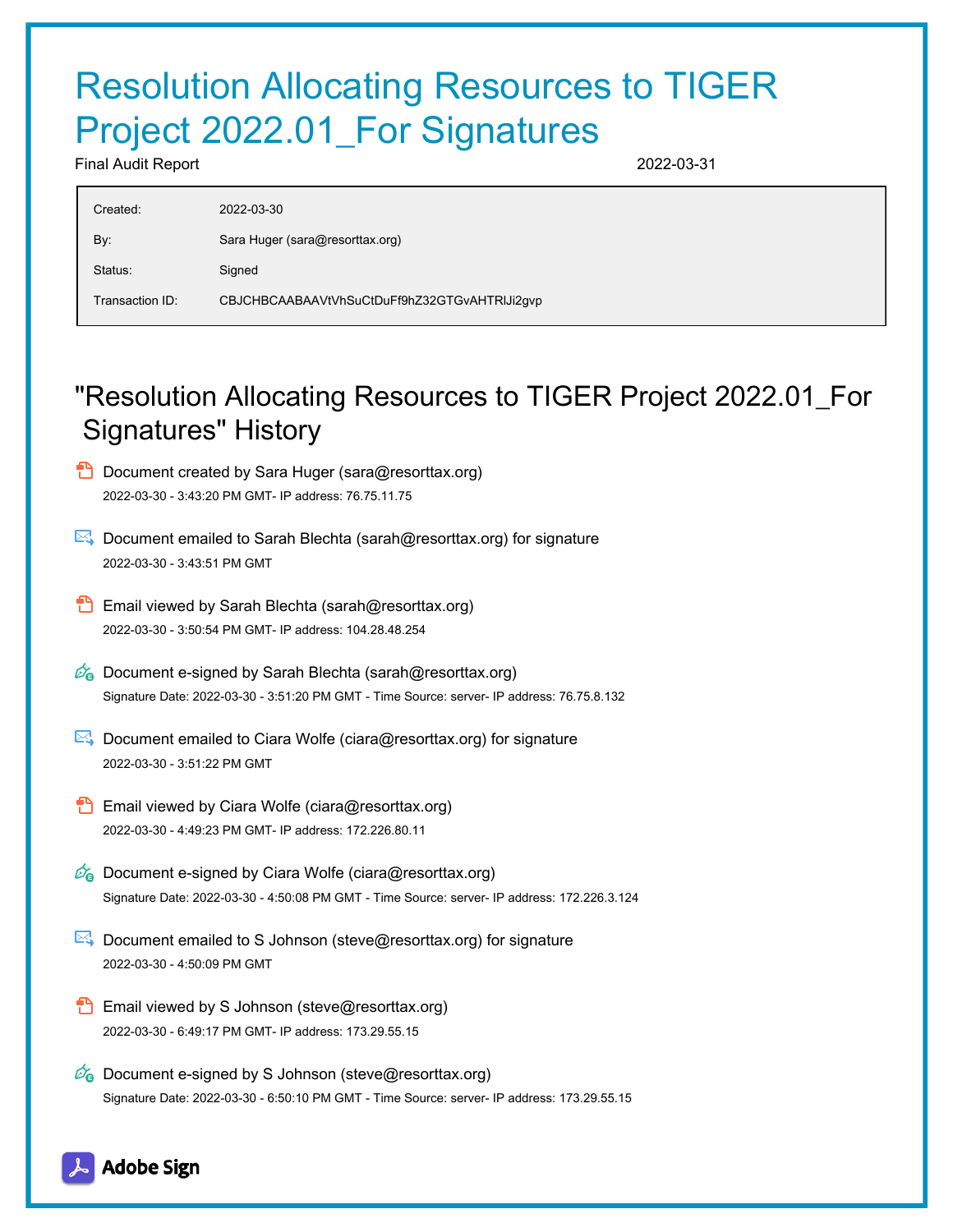# Resolution Allocating Resources to TIGER Project 2022.01_For Signatures

Final Audit Report 2022-03-31

| | |
|---|---|
| Created: | 2022-03-30 |
| By: | Sara Huger (sara@resorttax.org) |
| Status: | Signed |
| Transaction ID: | CBJCHBCAABAAVtVhSuCtDuFf9hZ32GTGvAHTRlJi2gvp |

## "Resolution Allocating Resources to TIGER Project 2022.01_For Signatures" History

- Document created by Sara Huger (sara@resorttax.org)
  2022-03-30 - 3:43:20 PM GMT- IP address: 76.75.11.75

- Document emailed to Sarah Blechta (sarah@resorttax.org) for signature
  2022-03-30 - 3:43:51 PM GMT

- Email viewed by Sarah Blechta (sarah@resorttax.org)
  2022-03-30 - 3:50:54 PM GMT- IP address: 104.28.48.254

- Document e-signed by Sarah Blechta (sarah@resorttax.org)
  Signature Date: 2022-03-30 - 3:51:20 PM GMT - Time Source: server- IP address: 76.75.8.132

- Document emailed to Ciara Wolfe (ciara@resorttax.org) for signature
  2022-03-30 - 3:51:22 PM GMT

- Email viewed by Ciara Wolfe (ciara@resorttax.org)
  2022-03-30 - 4:49:23 PM GMT- IP address: 172.226.80.11

- Document e-signed by Ciara Wolfe (ciara@resorttax.org)
  Signature Date: 2022-03-30 - 4:50:08 PM GMT - Time Source: server- IP address: 172.226.3.124

- Document emailed to S Johnson (steve@resorttax.org) for signature
  2022-03-30 - 4:50:09 PM GMT

- Email viewed by S Johnson (steve@resorttax.org)
  2022-03-30 - 6:49:17 PM GMT- IP address: 173.29.55.15

- Document e-signed by S Johnson (steve@resorttax.org)
  Signature Date: 2022-03-30 - 6:50:10 PM GMT - Time Source: server- IP address: 173.29.55.15

Adobe Sign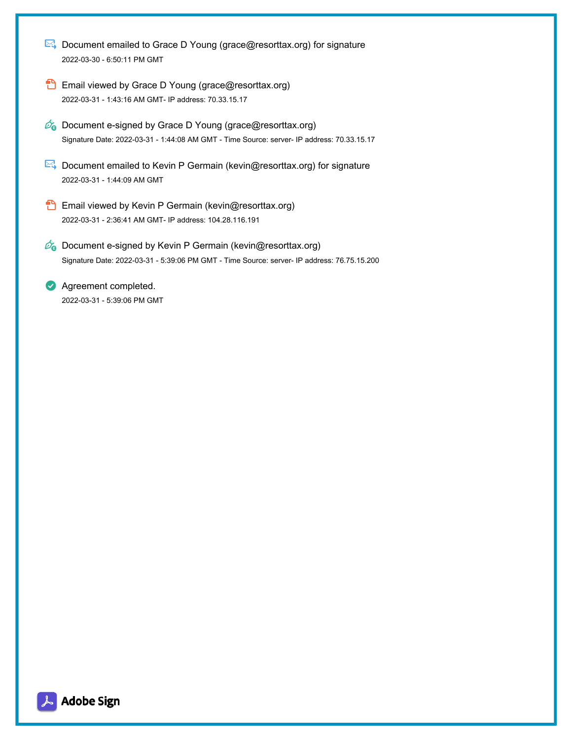Document emailed to Grace D Young (grace@resorttax.org) for signature

2022-03-30 - 6:50:11 PM GMT

Email viewed by Grace D Young (grace@resorttax.org)

2022-03-31 - 1:43:16 AM GMT- IP address: 70.33.15.17

Document e-signed by Grace D Young (grace@resorttax.org)

Signature Date: 2022-03-31 - 1:44:08 AM GMT - Time Source: server- IP address: 70.33.15.17

Document emailed to Kevin P Germain (kevin@resorttax.org) for signature

2022-03-31 - 1:44:09 AM GMT

Email viewed by Kevin P Germain (kevin@resorttax.org)

2022-03-31 - 2:36:41 AM GMT- IP address: 104.28.116.191

Document e-signed by Kevin P Germain (kevin@resorttax.org)

Signature Date: 2022-03-31 - 5:39:06 PM GMT - Time Source: server- IP address: 76.75.15.200

Agreement completed.

2022-03-31 - 5:39:06 PM GMT

Adobe Sign